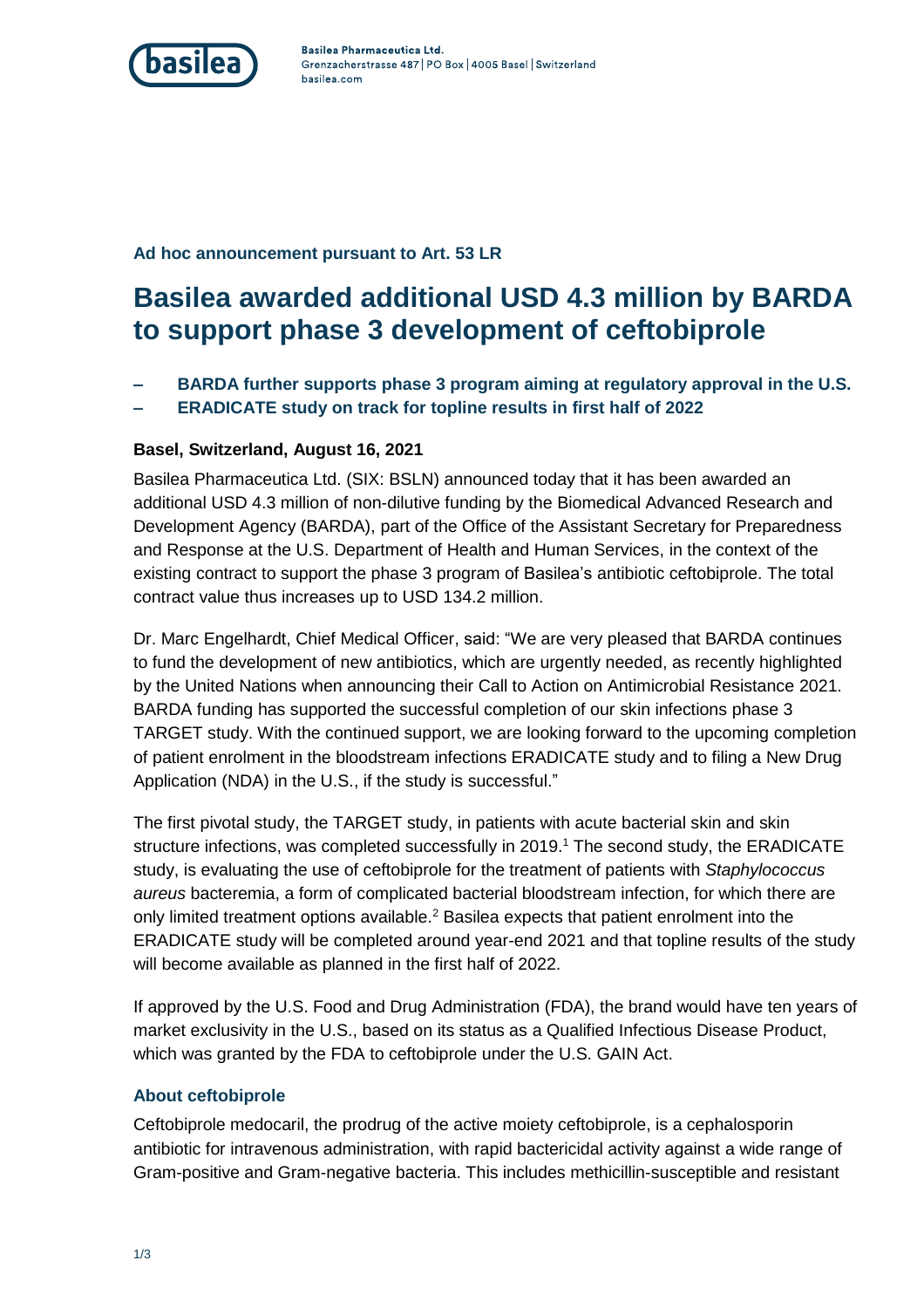**Basilea Pharmaceutica Ltd.**
Grenzacherstrasse 487 | PO Box | 4005 Basel | Switzerland
basilea.com

**Ad hoc announcement pursuant to Art. 53 LR**

# Basilea awarded additional USD 4.3 million by BARDA to support phase 3 development of ceftobiprole

- **BARDA further supports phase 3 program aiming at regulatory approval in the U.S.**
- **ERADICATE study on track for topline results in first half of 2022**

**Basel, Switzerland, August 16, 2021**

Basilea Pharmaceutica Ltd. (SIX: BSLN) announced today that it has been awarded an additional USD 4.3 million of non-dilutive funding by the Biomedical Advanced Research and Development Agency (BARDA), part of the Office of the Assistant Secretary for Preparedness and Response at the U.S. Department of Health and Human Services, in the context of the existing contract to support the phase 3 program of Basilea's antibiotic ceftobiprole. The total contract value thus increases up to USD 134.2 million.

Dr. Marc Engelhardt, Chief Medical Officer, said: "We are very pleased that BARDA continues to fund the development of new antibiotics, which are urgently needed, as recently highlighted by the United Nations when announcing their Call to Action on Antimicrobial Resistance 2021. BARDA funding has supported the successful completion of our skin infections phase 3 TARGET study. With the continued support, we are looking forward to the upcoming completion of patient enrolment in the bloodstream infections ERADICATE study and to filing a New Drug Application (NDA) in the U.S., if the study is successful."

The first pivotal study, the TARGET study, in patients with acute bacterial skin and skin structure infections, was completed successfully in 2019.[1] The second study, the ERADICATE study, is evaluating the use of ceftobiprole for the treatment of patients with *Staphylococcus aureus* bacteremia, a form of complicated bacterial bloodstream infection, for which there are only limited treatment options available.[2] Basilea expects that patient enrolment into the ERADICATE study will be completed around year-end 2021 and that topline results of the study will become available as planned in the first half of 2022.

If approved by the U.S. Food and Drug Administration (FDA), the brand would have ten years of market exclusivity in the U.S., based on its status as a Qualified Infectious Disease Product, which was granted by the FDA to ceftobiprole under the U.S. GAIN Act.

### About ceftobiprole

Ceftobiprole medocaril, the prodrug of the active moiety ceftobiprole, is a cephalosporin antibiotic for intravenous administration, with rapid bactericidal activity against a wide range of Gram-positive and Gram-negative bacteria. This includes methicillin-susceptible and resistant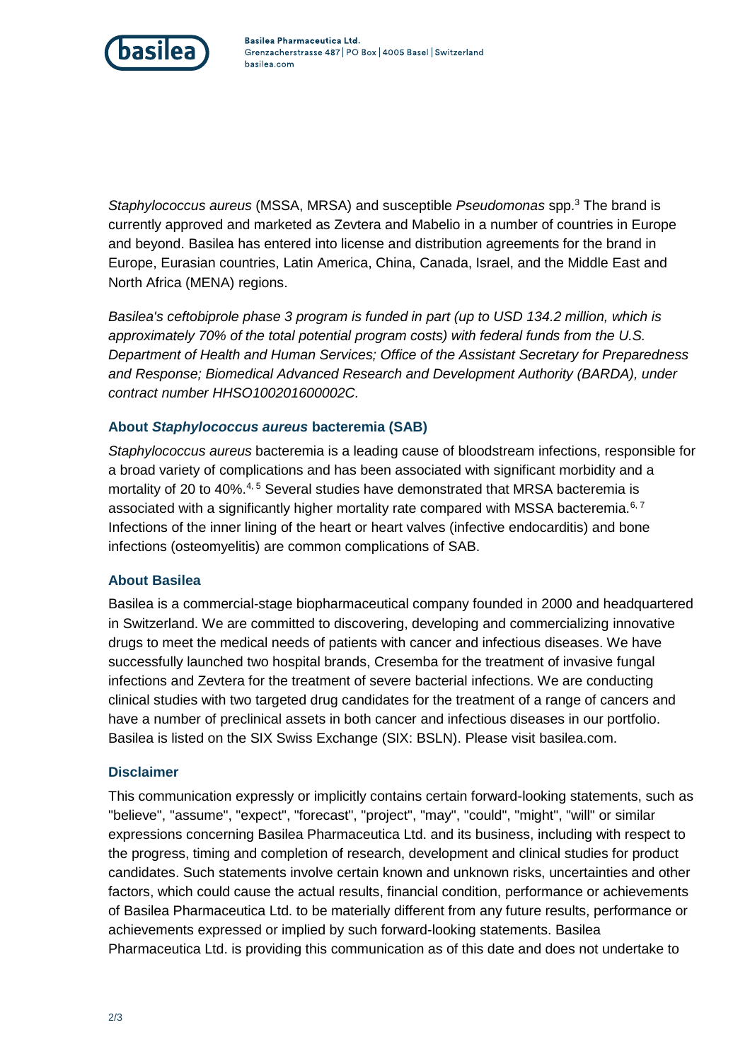*Staphylococcus aureus* (MSSA, MRSA) and susceptible *Pseudomonas* spp.[3] The brand is currently approved and marketed as Zevtera and Mabelio in a number of countries in Europe and beyond. Basilea has entered into license and distribution agreements for the brand in Europe, Eurasian countries, Latin America, China, Canada, Israel, and the Middle East and North Africa (MENA) regions.

*Basilea's ceftobiprole phase 3 program is funded in part (up to USD 134.2 million, which is approximately 70% of the total potential program costs) with federal funds from the U.S. Department of Health and Human Services; Office of the Assistant Secretary for Preparedness and Response; Biomedical Advanced Research and Development Authority (BARDA), under contract number HHSO100201600002C.*

### About *Staphylococcus aureus* bacteremia (SAB)

*Staphylococcus aureus* bacteremia is a leading cause of bloodstream infections, responsible for a broad variety of complications and has been associated with significant morbidity and a mortality of 20 to 40%.[4, 5] Several studies have demonstrated that MRSA bacteremia is associated with a significantly higher mortality rate compared with MSSA bacteremia.[6, 7] Infections of the inner lining of the heart or heart valves (infective endocarditis) and bone infections (osteomyelitis) are common complications of SAB.

### About Basilea

Basilea is a commercial-stage biopharmaceutical company founded in 2000 and headquartered in Switzerland. We are committed to discovering, developing and commercializing innovative drugs to meet the medical needs of patients with cancer and infectious diseases. We have successfully launched two hospital brands, Cresemba for the treatment of invasive fungal infections and Zevtera for the treatment of severe bacterial infections. We are conducting clinical studies with two targeted drug candidates for the treatment of a range of cancers and have a number of preclinical assets in both cancer and infectious diseases in our portfolio. Basilea is listed on the SIX Swiss Exchange (SIX: BSLN). Please visit basilea.com.

### Disclaimer

This communication expressly or implicitly contains certain forward-looking statements, such as "believe", "assume", "expect", "forecast", "project", "may", "could", "might", "will" or similar expressions concerning Basilea Pharmaceutica Ltd. and its business, including with respect to the progress, timing and completion of research, development and clinical studies for product candidates. Such statements involve certain known and unknown risks, uncertainties and other factors, which could cause the actual results, financial condition, performance or achievements of Basilea Pharmaceutica Ltd. to be materially different from any future results, performance or achievements expressed or implied by such forward-looking statements. Basilea Pharmaceutica Ltd. is providing this communication as of this date and does not undertake to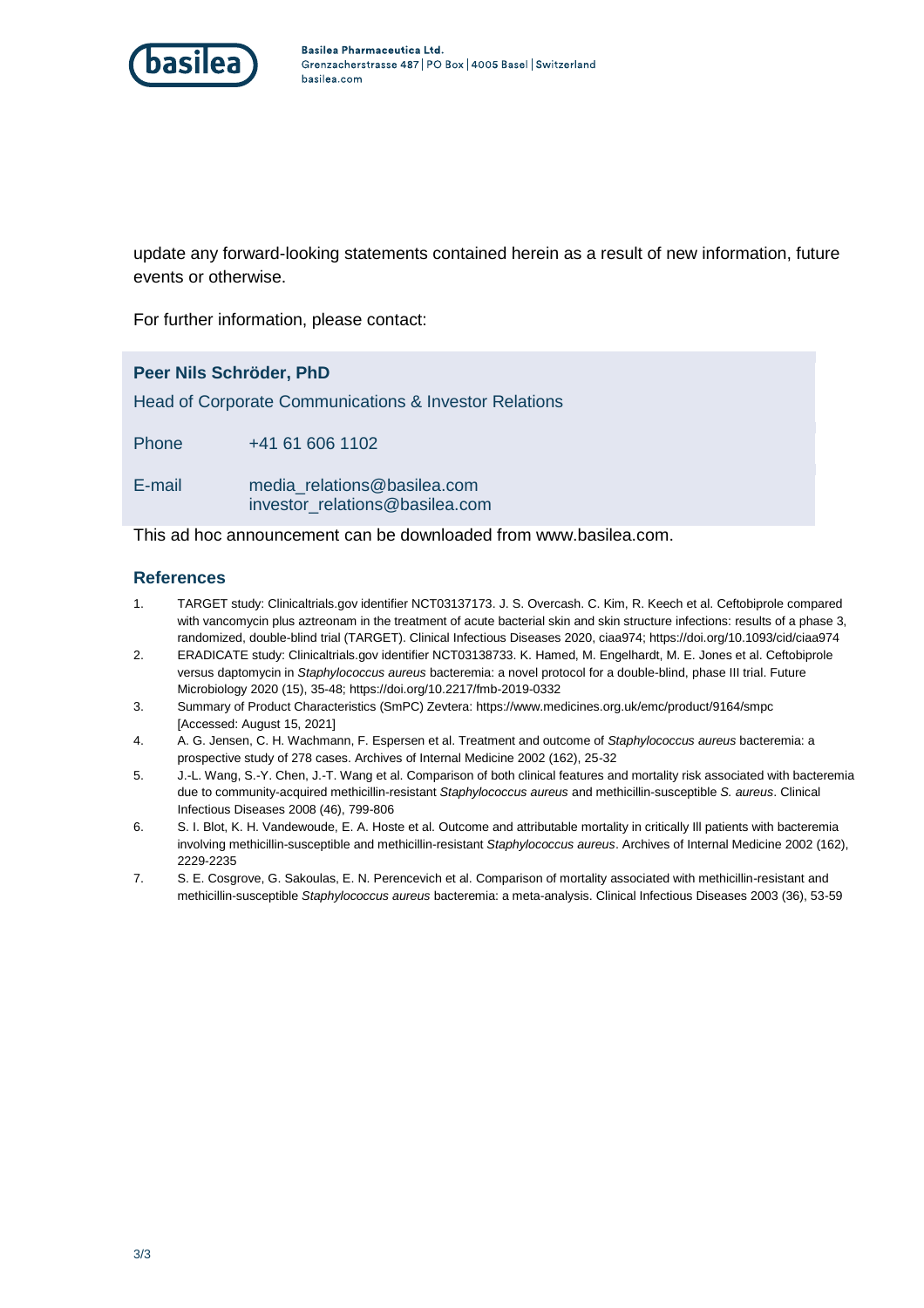update any forward-looking statements contained herein as a result of new information, future events or otherwise.

For further information, please contact:

| | |
|---|---|
| **Peer Nils Schröder, PhD** | |
| Head of Corporate Communications & Investor Relations | |
| Phone | +41 61 606 1102 |
| E-mail | media_relations@basilea.com<br>investor_relations@basilea.com |

This ad hoc announcement can be downloaded from www.basilea.com.

## References

1. TARGET study: Clinicaltrials.gov identifier NCT03137173. J. S. Overcash. C. Kim, R. Keech et al. Ceftobiprole compared with vancomycin plus aztreonam in the treatment of acute bacterial skin and skin structure infections: results of a phase 3, randomized, double-blind trial (TARGET). Clinical Infectious Diseases 2020, ciaa974; https://doi.org/10.1093/cid/ciaa974
2. ERADICATE study: Clinicaltrials.gov identifier NCT03138733. K. Hamed, M. Engelhardt, M. E. Jones et al. Ceftobiprole versus daptomycin in *Staphylococcus aureus* bacteremia: a novel protocol for a double-blind, phase III trial. Future Microbiology 2020 (15), 35-48; https://doi.org/10.2217/fmb-2019-0332
3. Summary of Product Characteristics (SmPC) Zevtera: https://www.medicines.org.uk/emc/product/9164/smpc [Accessed: August 15, 2021]
4. A. G. Jensen, C. H. Wachmann, F. Espersen et al. Treatment and outcome of *Staphylococcus aureus* bacteremia: a prospective study of 278 cases. Archives of Internal Medicine 2002 (162), 25-32
5. J.-L. Wang, S.-Y. Chen, J.-T. Wang et al. Comparison of both clinical features and mortality risk associated with bacteremia due to community-acquired methicillin-resistant *Staphylococcus aureus* and methicillin-susceptible *S. aureus*. Clinical Infectious Diseases 2008 (46), 799-806
6. S. I. Blot, K. H. Vandewoude, E. A. Hoste et al. Outcome and attributable mortality in critically Ill patients with bacteremia involving methicillin-susceptible and methicillin-resistant *Staphylococcus aureus*. Archives of Internal Medicine 2002 (162), 2229-2235
7. S. E. Cosgrove, G. Sakoulas, E. N. Perencevich et al. Comparison of mortality associated with methicillin-resistant and methicillin-susceptible *Staphylococcus aureus* bacteremia: a meta-analysis. Clinical Infectious Diseases 2003 (36), 53-59